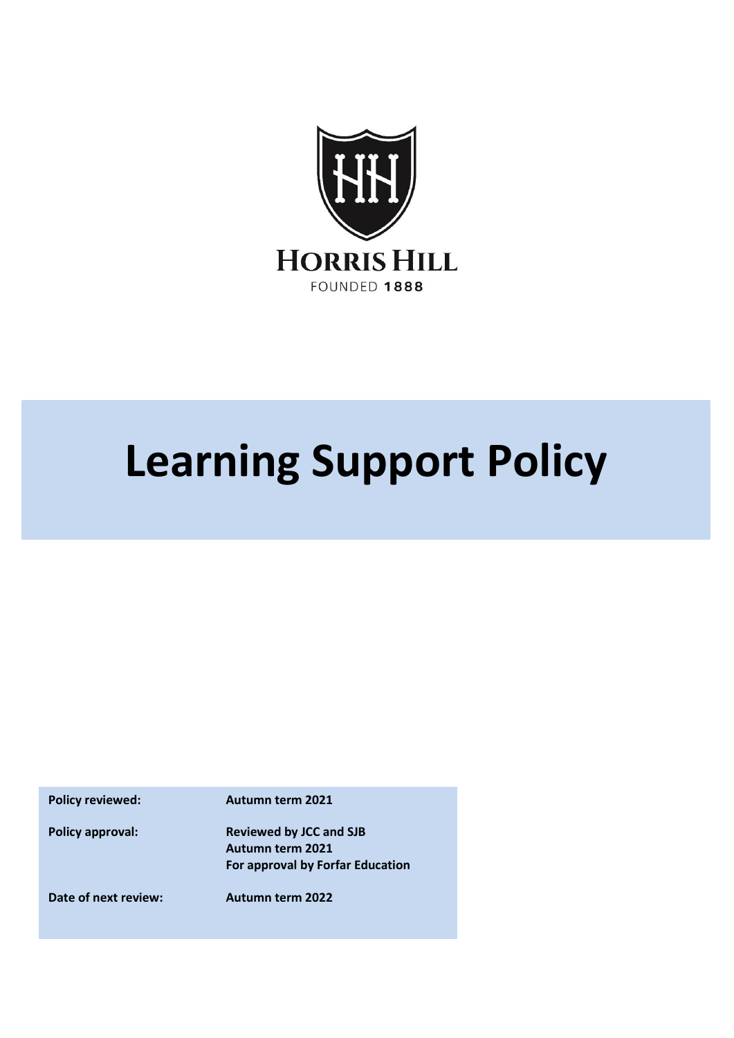HORRIS HILL

FOUNDED 1888

# Learning Support Policy

| | |
|---|---|
| **Policy reviewed:** | **Autumn term 2021** |
| **Policy approval:** | **Reviewed by JCC and SJB**<br>**Autumn term 2021**<br>**For approval by Forfar Education** |
| **Date of next review:** | **Autumn term 2022** |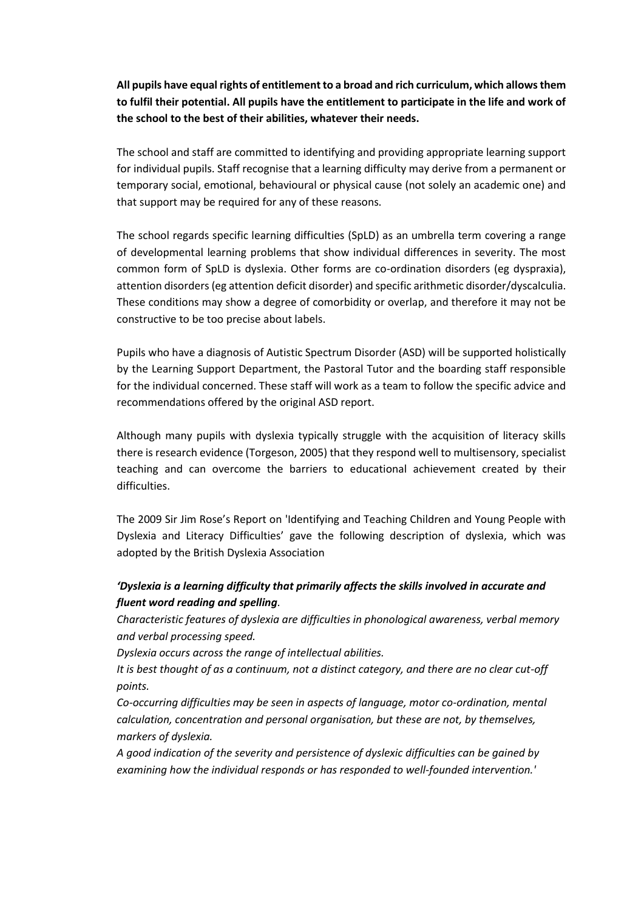**All pupils have equal rights of entitlement to a broad and rich curriculum, which allows them to fulfil their potential. All pupils have the entitlement to participate in the life and work of the school to the best of their abilities, whatever their needs.**

The school and staff are committed to identifying and providing appropriate learning support for individual pupils. Staff recognise that a learning difficulty may derive from a permanent or temporary social, emotional, behavioural or physical cause (not solely an academic one) and that support may be required for any of these reasons.

The school regards specific learning difficulties (SpLD) as an umbrella term covering a range of developmental learning problems that show individual differences in severity. The most common form of SpLD is dyslexia. Other forms are co-ordination disorders (eg dyspraxia), attention disorders (eg attention deficit disorder) and specific arithmetic disorder/dyscalculia. These conditions may show a degree of comorbidity or overlap, and therefore it may not be constructive to be too precise about labels.

Pupils who have a diagnosis of Autistic Spectrum Disorder (ASD) will be supported holistically by the Learning Support Department, the Pastoral Tutor and the boarding staff responsible for the individual concerned. These staff will work as a team to follow the specific advice and recommendations offered by the original ASD report.

Although many pupils with dyslexia typically struggle with the acquisition of literacy skills there is research evidence (Torgeson, 2005) that they respond well to multisensory, specialist teaching and can overcome the barriers to educational achievement created by their difficulties.

The 2009 Sir Jim Rose's Report on 'Identifying and Teaching Children and Young People with Dyslexia and Literacy Difficulties' gave the following description of dyslexia, which was adopted by the British Dyslexia Association

***'Dyslexia is a learning difficulty that primarily affects the skills involved in accurate and fluent word reading and spelling**.*

*Characteristic features of dyslexia are difficulties in phonological awareness, verbal memory and verbal processing speed.*

*Dyslexia occurs across the range of intellectual abilities.*

*It is best thought of as a continuum, not a distinct category, and there are no clear cut-off points.*

*Co-occurring difficulties may be seen in aspects of language, motor co-ordination, mental calculation, concentration and personal organisation, but these are not, by themselves, markers of dyslexia.*

*A good indication of the severity and persistence of dyslexic difficulties can be gained by examining how the individual responds or has responded to well-founded intervention.'*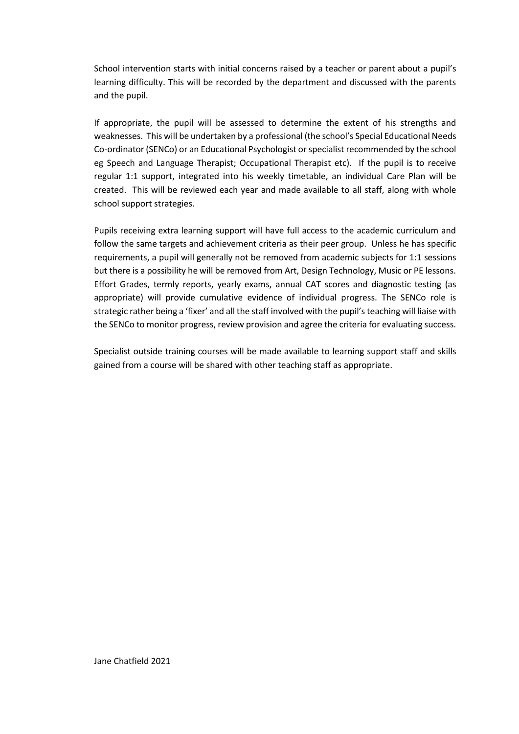School intervention starts with initial concerns raised by a teacher or parent about a pupil's learning difficulty. This will be recorded by the department and discussed with the parents and the pupil.

If appropriate, the pupil will be assessed to determine the extent of his strengths and weaknesses. This will be undertaken by a professional (the school's Special Educational Needs Co-ordinator (SENCo) or an Educational Psychologist or specialist recommended by the school eg Speech and Language Therapist; Occupational Therapist etc). If the pupil is to receive regular 1:1 support, integrated into his weekly timetable, an individual Care Plan will be created. This will be reviewed each year and made available to all staff, along with whole school support strategies.

Pupils receiving extra learning support will have full access to the academic curriculum and follow the same targets and achievement criteria as their peer group. Unless he has specific requirements, a pupil will generally not be removed from academic subjects for 1:1 sessions but there is a possibility he will be removed from Art, Design Technology, Music or PE lessons. Effort Grades, termly reports, yearly exams, annual CAT scores and diagnostic testing (as appropriate) will provide cumulative evidence of individual progress. The SENCo role is strategic rather being a 'fixer' and all the staff involved with the pupil's teaching will liaise with the SENCo to monitor progress, review provision and agree the criteria for evaluating success.

Specialist outside training courses will be made available to learning support staff and skills gained from a course will be shared with other teaching staff as appropriate.

Jane Chatfield 2021